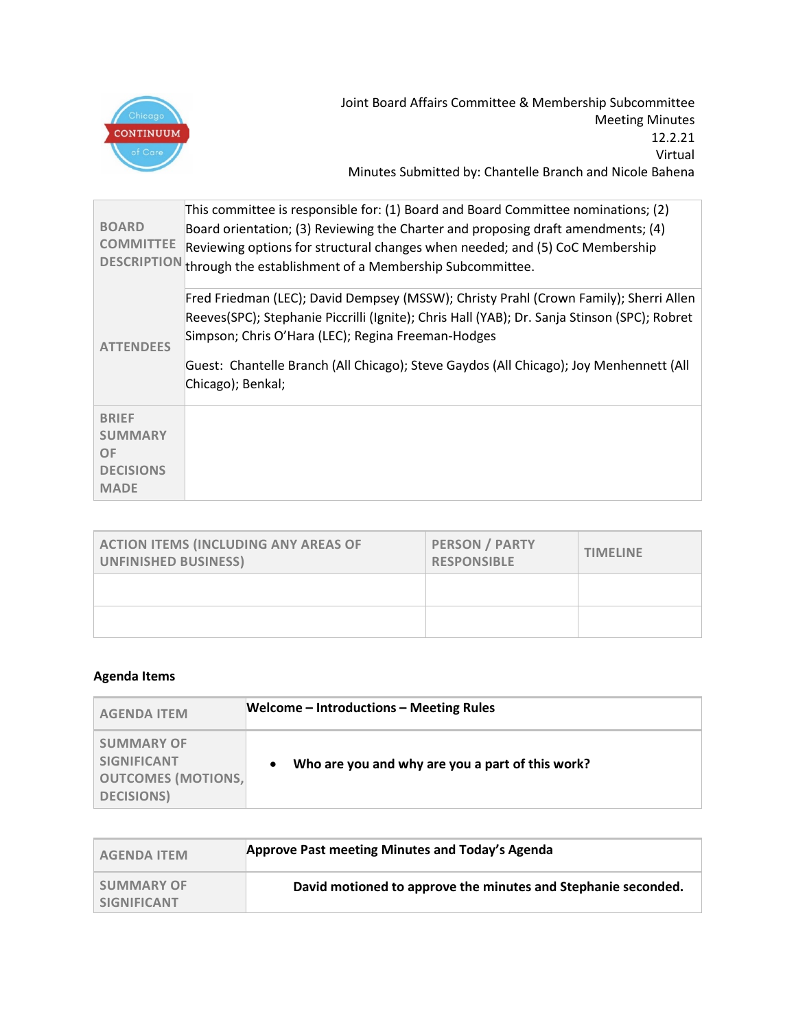Joint Board Affairs Committee & Membership Subcommittee
Meeting Minutes
12.2.21
Virtual
Minutes Submitted by: Chantelle Branch and Nicole Bahena

| | |
|---|---|
| BOARD COMMITTEE DESCRIPTION | This committee is responsible for: (1) Board and Board Committee nominations; (2) Board orientation; (3) Reviewing the Charter and proposing draft amendments; (4) Reviewing options for structural changes when needed; and (5) CoC Membership through the establishment of a Membership Subcommittee. |
| ATTENDEES | Fred Friedman (LEC); David Dempsey (MSSW); Christy Prahl (Crown Family); Sherri Allen Reeves(SPC); Stephanie Piccrilli (Ignite); Chris Hall (YAB); Dr. Sanja Stinson (SPC); Robret Simpson; Chris O'Hara (LEC); Regina Freeman-Hodges<br><br>Guest: Chantelle Branch (All Chicago); Steve Gaydos (All Chicago); Joy Menhennett (All Chicago); Benkal; |
| BRIEF SUMMARY OF DECISIONS MADE | |

| ACTION ITEMS (INCLUDING ANY AREAS OF UNFINISHED BUSINESS) | PERSON / PARTY RESPONSIBLE | TIMELINE |
|---|---|---|
| | | |
| | | |

**Agenda Items**

| AGENDA ITEM | **Welcome – Introductions – Meeting Rules** |
|---|---|
| SUMMARY OF SIGNIFICANT OUTCOMES (MOTIONS, DECISIONS) | • **Who are you and why are you a part of this work?** |

| AGENDA ITEM | **Approve Past meeting Minutes and Today's Agenda** |
|---|---|
| SUMMARY OF SIGNIFICANT | **David motioned to approve the minutes and Stephanie seconded.** |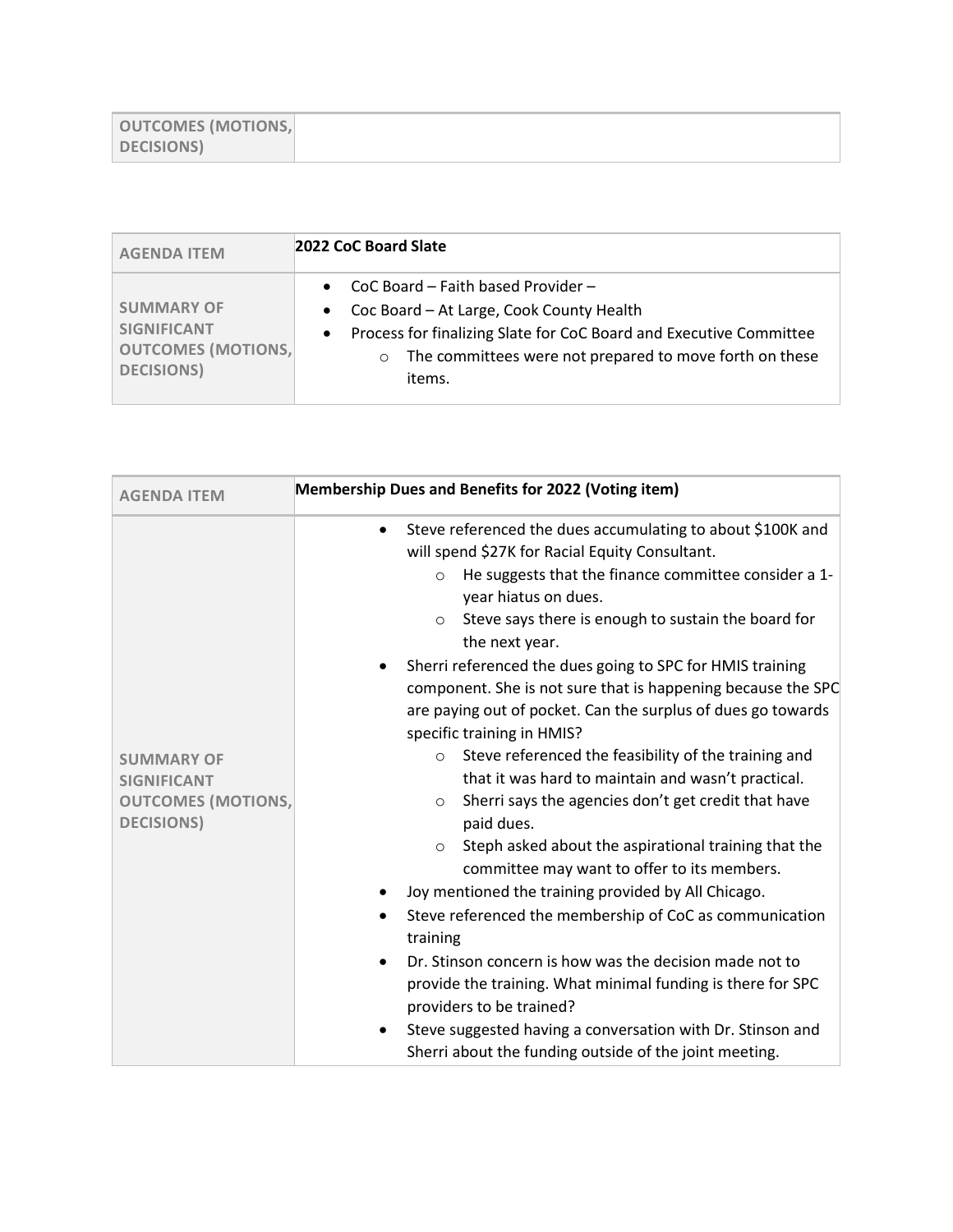| OUTCOMES (MOTIONS, DECISIONS) | |
|---|---|

| AGENDA ITEM | 2022 CoC Board Slate |
|---|---|
| SUMMARY OF SIGNIFICANT OUTCOMES (MOTIONS, DECISIONS) | • CoC Board – Faith based Provider – <br> • Coc Board – At Large, Cook County Health <br> • Process for finalizing Slate for CoC Board and Executive Committee <br> &nbsp;&nbsp;&nbsp;&nbsp;○ The committees were not prepared to move forth on these items. |

| AGENDA ITEM | Membership Dues and Benefits for 2022 (Voting item) |
|---|---|
| SUMMARY OF SIGNIFICANT OUTCOMES (MOTIONS, DECISIONS) | • Steve referenced the dues accumulating to about $100K and will spend $27K for Racial Equity Consultant. <br> &nbsp;&nbsp;&nbsp;&nbsp;○ He suggests that the finance committee consider a 1-year hiatus on dues. <br> &nbsp;&nbsp;&nbsp;&nbsp;○ Steve says there is enough to sustain the board for the next year. <br> • Sherri referenced the dues going to SPC for HMIS training component. She is not sure that is happening because the SPC are paying out of pocket. Can the surplus of dues go towards specific training in HMIS? <br> &nbsp;&nbsp;&nbsp;&nbsp;○ Steve referenced the feasibility of the training and that it was hard to maintain and wasn't practical. <br> &nbsp;&nbsp;&nbsp;&nbsp;○ Sherri says the agencies don't get credit that have paid dues. <br> &nbsp;&nbsp;&nbsp;&nbsp;○ Steph asked about the aspirational training that the committee may want to offer to its members. <br> • Joy mentioned the training provided by All Chicago. <br> • Steve referenced the membership of CoC as communication training <br> • Dr. Stinson concern is how was the decision made not to provide the training. What minimal funding is there for SPC providers to be trained? <br> • Steve suggested having a conversation with Dr. Stinson and Sherri about the funding outside of the joint meeting. |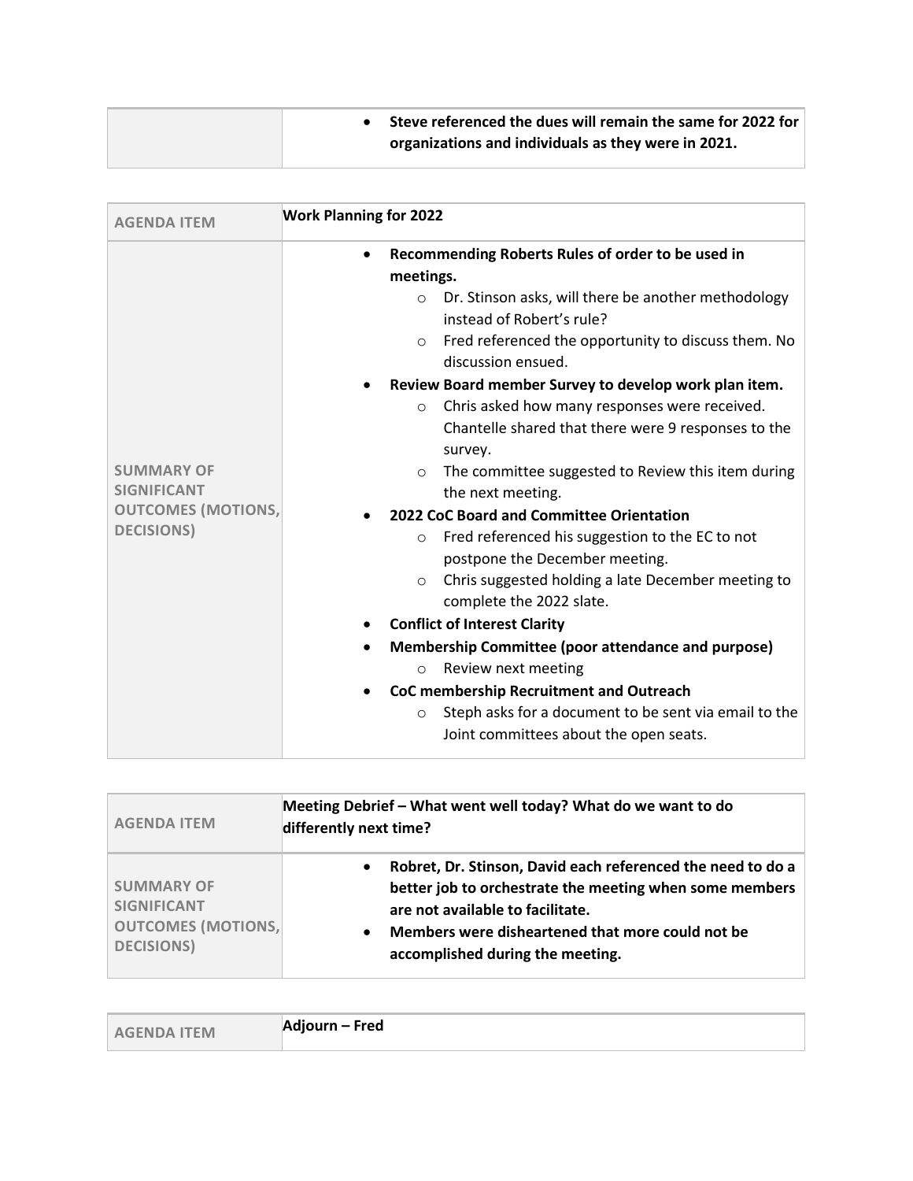| | |
|---|---|
| | • **Steve referenced the dues will remain the same for 2022 for organizations and individuals as they were in 2021.** |

| AGENDA ITEM | **Work Planning for 2022** |
|---|---|
| SUMMARY OF SIGNIFICANT OUTCOMES (MOTIONS, DECISIONS) | • **Recommending Roberts Rules of order to be used in meetings.**<br>  ○ Dr. Stinson asks, will there be another methodology instead of Robert's rule?<br>  ○ Fred referenced the opportunity to discuss them. No discussion ensued.<br>• **Review Board member Survey to develop work plan item.**<br>  ○ Chris asked how many responses were received. Chantelle shared that there were 9 responses to the survey.<br>  ○ The committee suggested to Review this item during the next meeting.<br>• **2022 CoC Board and Committee Orientation**<br>  ○ Fred referenced his suggestion to the EC to not postpone the December meeting.<br>  ○ Chris suggested holding a late December meeting to complete the 2022 slate.<br>• **Conflict of Interest Clarity**<br>• **Membership Committee (poor attendance and purpose)**<br>  ○ Review next meeting<br>• **CoC membership Recruitment and Outreach**<br>  ○ Steph asks for a document to be sent via email to the Joint committees about the open seats. |

| AGENDA ITEM | **Meeting Debrief – What went well today? What do we want to do differently next time?** |
|---|---|
| SUMMARY OF SIGNIFICANT OUTCOMES (MOTIONS, DECISIONS) | • **Robret, Dr. Stinson, David each referenced the need to do a better job to orchestrate the meeting when some members are not available to facilitate.**<br>• **Members were disheartened that more could not be accomplished during the meeting.** |

| AGENDA ITEM | **Adjourn – Fred** |
|---|---|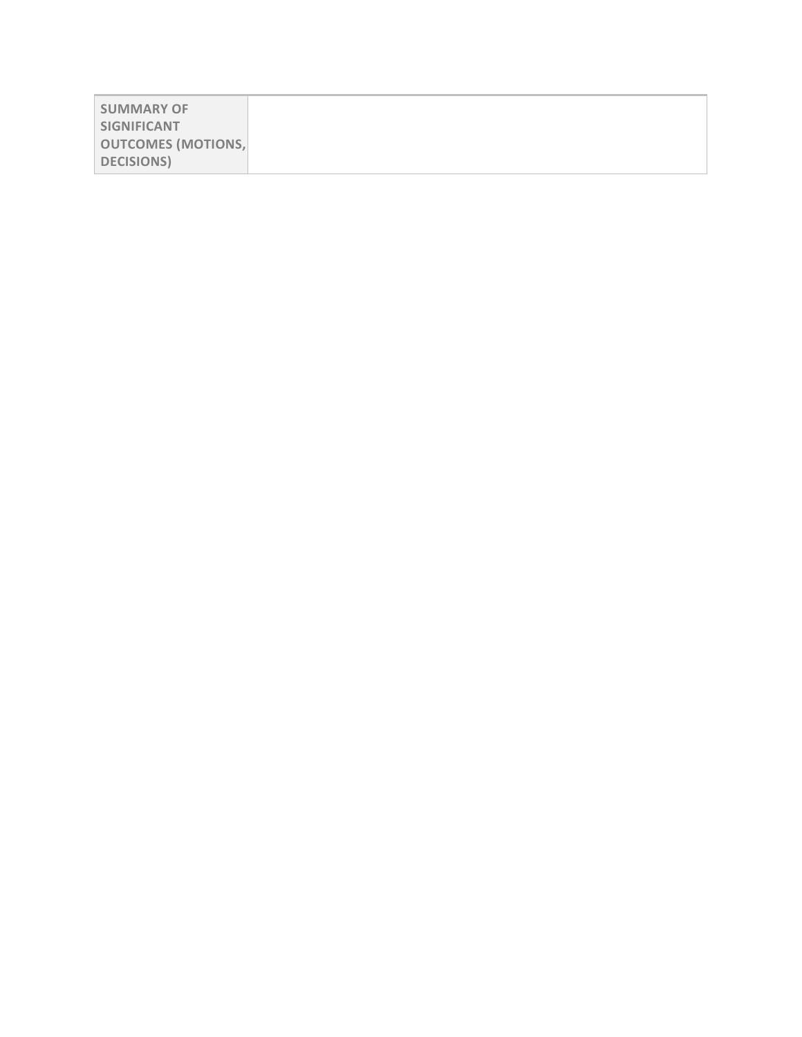| | |
| --- | --- |
| **SUMMARY OF SIGNIFICANT OUTCOMES (MOTIONS, DECISIONS)** | |